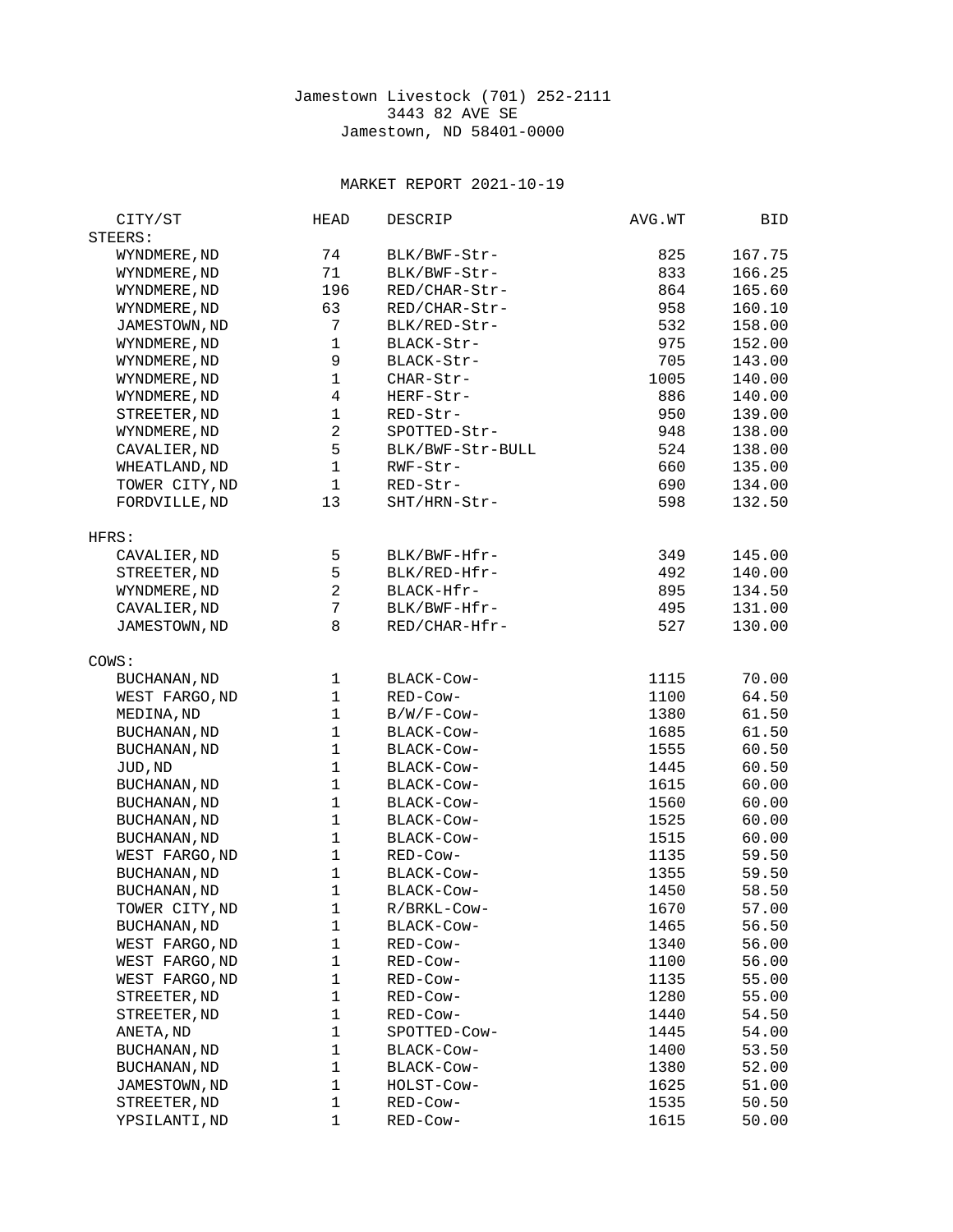Jamestown Livestock (701) 252-2111
3443 82 AVE SE
Jamestown, ND 58401-0000

MARKET REPORT 2021-10-19

| CITY/ST | HEAD | DESCRIP | AVG.WT | BID |
|---|---|---|---|---|
| STEERS: | | | | |
| WYNDMERE,ND | 74 | BLK/BWF-Str- | 825 | 167.75 |
| WYNDMERE,ND | 71 | BLK/BWF-Str- | 833 | 166.25 |
| WYNDMERE,ND | 196 | RED/CHAR-Str- | 864 | 165.60 |
| WYNDMERE,ND | 63 | RED/CHAR-Str- | 958 | 160.10 |
| JAMESTOWN,ND | 7 | BLK/RED-Str- | 532 | 158.00 |
| WYNDMERE,ND | 1 | BLACK-Str- | 975 | 152.00 |
| WYNDMERE,ND | 9 | BLACK-Str- | 705 | 143.00 |
| WYNDMERE,ND | 1 | CHAR-Str- | 1005 | 140.00 |
| WYNDMERE,ND | 4 | HERF-Str- | 886 | 140.00 |
| STREETER,ND | 1 | RED-Str- | 950 | 139.00 |
| WYNDMERE,ND | 2 | SPOTTED-Str- | 948 | 138.00 |
| CAVALIER,ND | 5 | BLK/BWF-Str-BULL | 524 | 138.00 |
| WHEATLAND,ND | 1 | RWF-Str- | 660 | 135.00 |
| TOWER CITY,ND | 1 | RED-Str- | 690 | 134.00 |
| FORDVILLE,ND | 13 | SHT/HRN-Str- | 598 | 132.50 |
| HFRS: | | | | |
| CAVALIER,ND | 5 | BLK/BWF-Hfr- | 349 | 145.00 |
| STREETER,ND | 5 | BLK/RED-Hfr- | 492 | 140.00 |
| WYNDMERE,ND | 2 | BLACK-Hfr- | 895 | 134.50 |
| CAVALIER,ND | 7 | BLK/BWF-Hfr- | 495 | 131.00 |
| JAMESTOWN,ND | 8 | RED/CHAR-Hfr- | 527 | 130.00 |
| COWS: | | | | |
| BUCHANAN,ND | 1 | BLACK-Cow- | 1115 | 70.00 |
| WEST FARGO,ND | 1 | RED-Cow- | 1100 | 64.50 |
| MEDINA,ND | 1 | B/W/F-Cow- | 1380 | 61.50 |
| BUCHANAN,ND | 1 | BLACK-Cow- | 1685 | 61.50 |
| BUCHANAN,ND | 1 | BLACK-Cow- | 1555 | 60.50 |
| JUD,ND | 1 | BLACK-Cow- | 1445 | 60.50 |
| BUCHANAN,ND | 1 | BLACK-Cow- | 1615 | 60.00 |
| BUCHANAN,ND | 1 | BLACK-Cow- | 1560 | 60.00 |
| BUCHANAN,ND | 1 | BLACK-Cow- | 1525 | 60.00 |
| BUCHANAN,ND | 1 | BLACK-Cow- | 1515 | 60.00 |
| WEST FARGO,ND | 1 | RED-Cow- | 1135 | 59.50 |
| BUCHANAN,ND | 1 | BLACK-Cow- | 1355 | 59.50 |
| BUCHANAN,ND | 1 | BLACK-Cow- | 1450 | 58.50 |
| TOWER CITY,ND | 1 | R/BRKL-Cow- | 1670 | 57.00 |
| BUCHANAN,ND | 1 | BLACK-Cow- | 1465 | 56.50 |
| WEST FARGO,ND | 1 | RED-Cow- | 1340 | 56.00 |
| WEST FARGO,ND | 1 | RED-Cow- | 1100 | 56.00 |
| WEST FARGO,ND | 1 | RED-Cow- | 1135 | 55.00 |
| STREETER,ND | 1 | RED-Cow- | 1280 | 55.00 |
| STREETER,ND | 1 | RED-Cow- | 1440 | 54.50 |
| ANETA,ND | 1 | SPOTTED-Cow- | 1445 | 54.00 |
| BUCHANAN,ND | 1 | BLACK-Cow- | 1400 | 53.50 |
| BUCHANAN,ND | 1 | BLACK-Cow- | 1380 | 52.00 |
| JAMESTOWN,ND | 1 | HOLST-Cow- | 1625 | 51.00 |
| STREETER,ND | 1 | RED-Cow- | 1535 | 50.50 |
| YPSILANTI,ND | 1 | RED-Cow- | 1615 | 50.00 |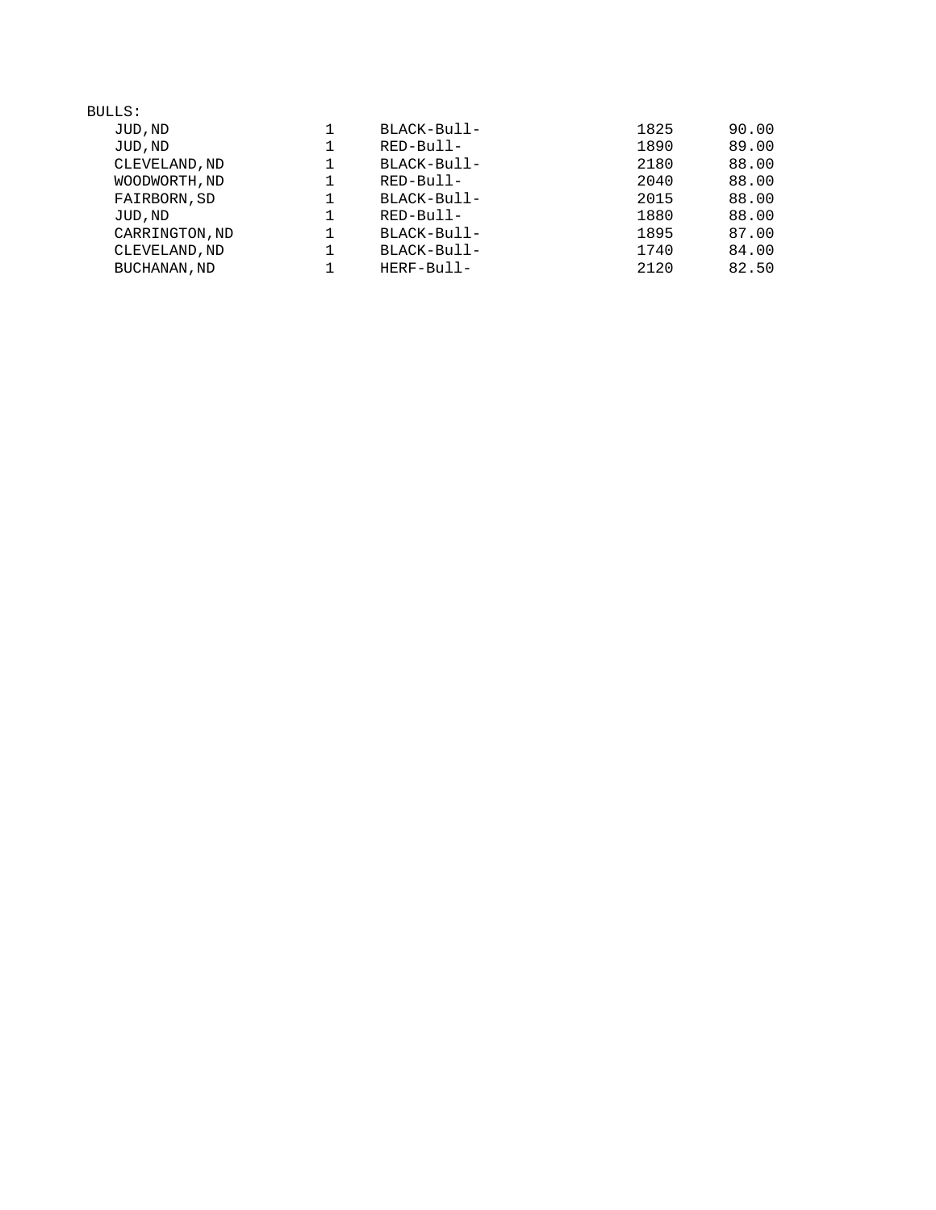BULLS:

| | | | | |
|---|---|---|---|---|
| JUD,ND | 1 | BLACK-Bull- | 1825 | 90.00 |
| JUD,ND | 1 | RED-Bull- | 1890 | 89.00 |
| CLEVELAND,ND | 1 | BLACK-Bull- | 2180 | 88.00 |
| WOODWORTH,ND | 1 | RED-Bull- | 2040 | 88.00 |
| FAIRBORN,SD | 1 | BLACK-Bull- | 2015 | 88.00 |
| JUD,ND | 1 | RED-Bull- | 1880 | 88.00 |
| CARRINGTON,ND | 1 | BLACK-Bull- | 1895 | 87.00 |
| CLEVELAND,ND | 1 | BLACK-Bull- | 1740 | 84.00 |
| BUCHANAN,ND | 1 | HERF-Bull- | 2120 | 82.50 |